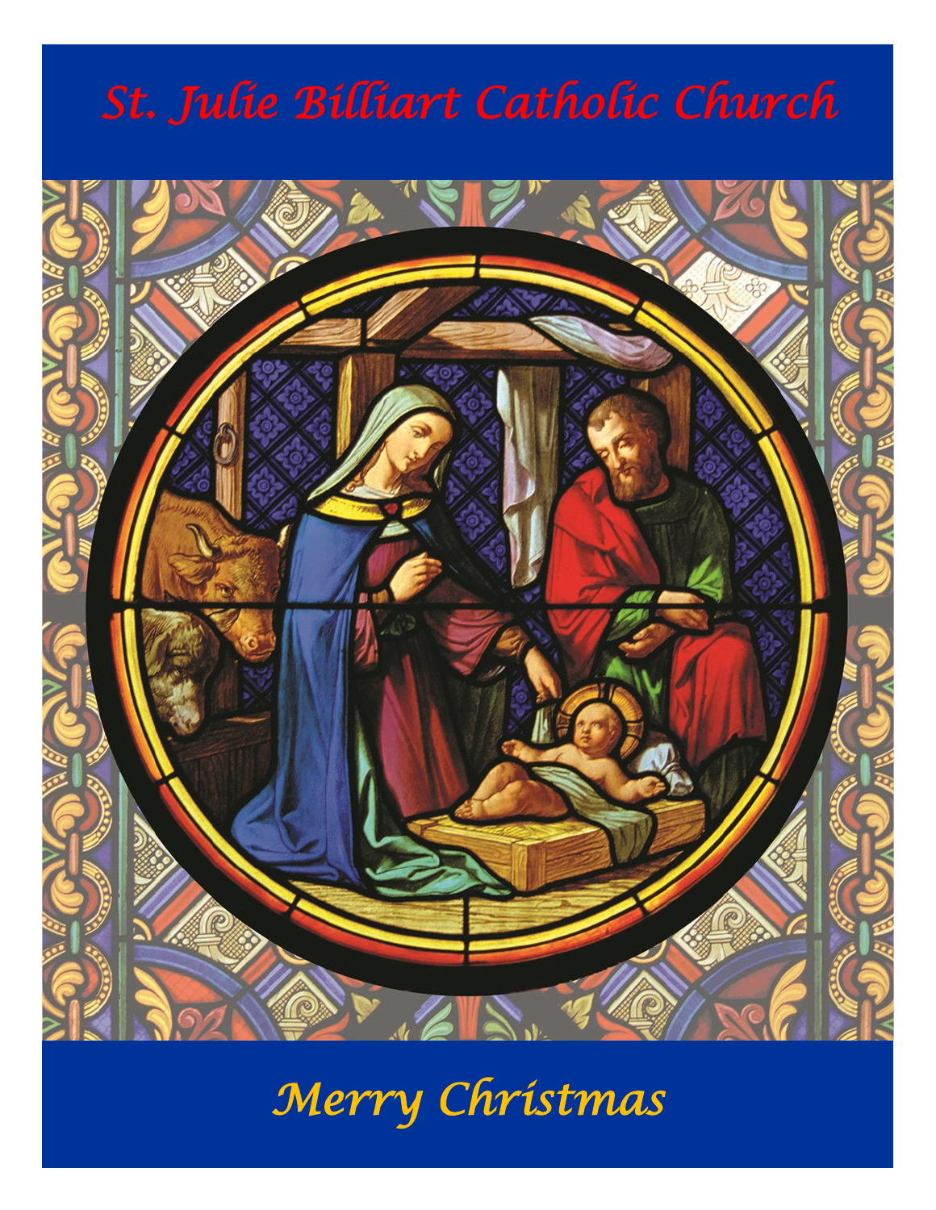# St. Julie Billiart Catholic Church

Merry Christmas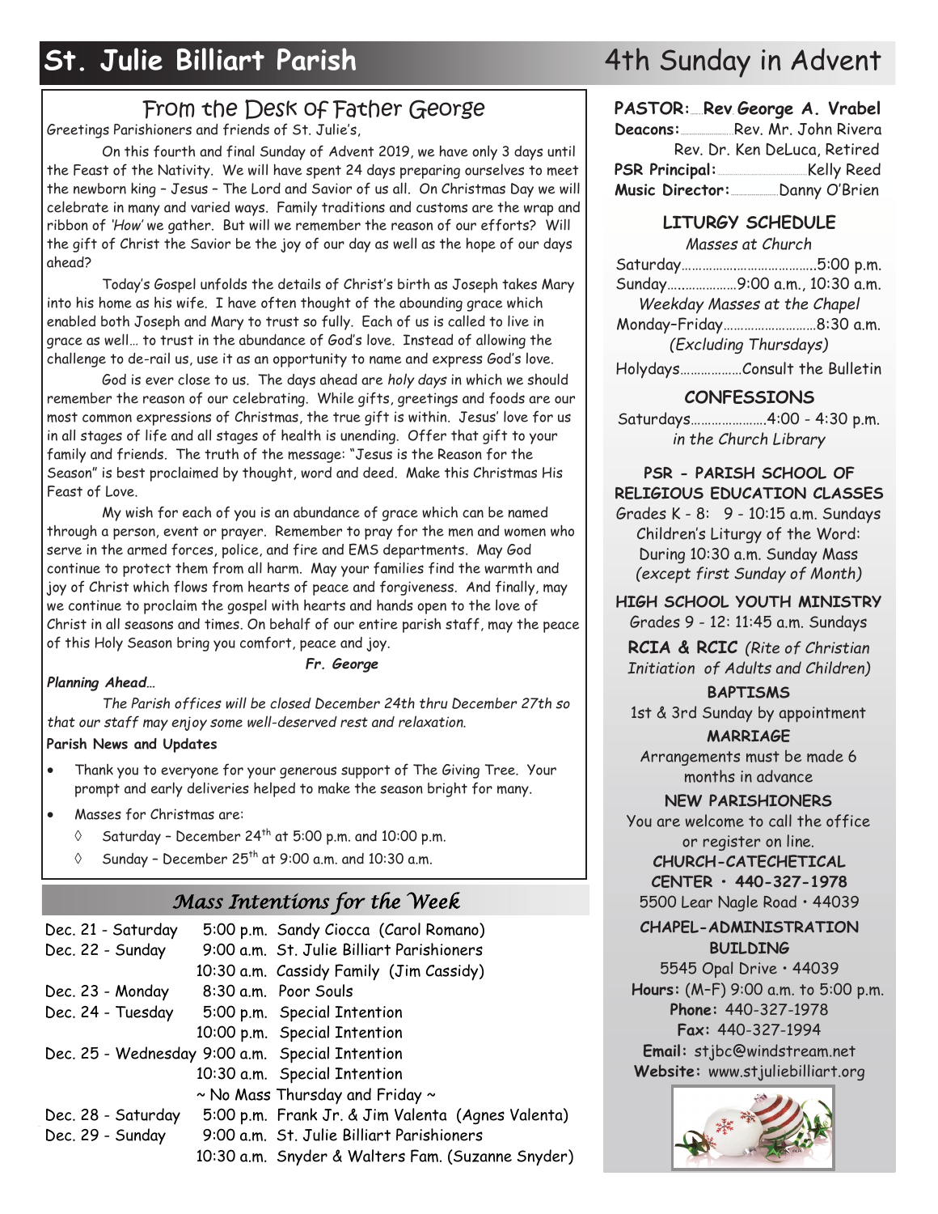# St. Julie Billiart Parish

# 4th Sunday in Advent

## From the Desk of Father George

Greetings Parishioners and friends of St. Julie's,

On this fourth and final Sunday of Advent 2019, we have only 3 days until the Feast of the Nativity. We will have spent 24 days preparing ourselves to meet the newborn king – Jesus – The Lord and Savior of us all. On Christmas Day we will celebrate in many and varied ways. Family traditions and customs are the wrap and ribbon of *'How'* we gather. But will we remember the reason of our efforts? Will the gift of Christ the Savior be the joy of our day as well as the hope of our days ahead?

Today's Gospel unfolds the details of Christ's birth as Joseph takes Mary into his home as his wife. I have often thought of the abounding grace which enabled both Joseph and Mary to trust so fully. Each of us is called to live in grace as well… to trust in the abundance of God's love. Instead of allowing the challenge to de-rail us, use it as an opportunity to name and express God's love.

God is ever close to us. The days ahead are *holy days* in which we should remember the reason of our celebrating. While gifts, greetings and foods are our most common expressions of Christmas, the true gift is within. Jesus' love for us in all stages of life and all stages of health is unending. Offer that gift to your family and friends. The truth of the message: "Jesus is the Reason for the Season" is best proclaimed by thought, word and deed. Make this Christmas His Feast of Love.

My wish for each of you is an abundance of grace which can be named through a person, event or prayer. Remember to pray for the men and women who serve in the armed forces, police, and fire and EMS departments. May God continue to protect them from all harm. May your families find the warmth and joy of Christ which flows from hearts of peace and forgiveness. And finally, may we continue to proclaim the gospel with hearts and hands open to the love of Christ in all seasons and times. On behalf of our entire parish staff, may the peace of this Holy Season bring you comfort, peace and joy.

***Fr. George***

***Planning Ahead…***

*The Parish offices will be closed December 24th thru December 27th so that our staff may enjoy some well-deserved rest and relaxation.*

**Parish News and Updates**

- Thank you to everyone for your generous support of The Giving Tree. Your prompt and early deliveries helped to make the season bright for many.
- Masses for Christmas are:
  - Saturday – December 24th at 5:00 p.m. and 10:00 p.m.
  - Sunday – December 25th at 9:00 a.m. and 10:30 a.m.

## Mass Intentions for the Week

| | | |
|---|---|---|
| Dec. 21 - Saturday | 5:00 p.m. | Sandy Ciocca (Carol Romano) |
| Dec. 22 - Sunday | 9:00 a.m. | St. Julie Billiart Parishioners |
| | 10:30 a.m. | Cassidy Family (Jim Cassidy) |
| Dec. 23 - Monday | 8:30 a.m. | Poor Souls |
| Dec. 24 - Tuesday | 5:00 p.m. | Special Intention |
| | 10:00 p.m. | Special Intention |
| Dec. 25 - Wednesday | 9:00 a.m. | Special Intention |
| | 10:30 a.m. | Special Intention |
| | ~ No Mass Thursday and Friday ~ | |
| Dec. 28 - Saturday | 5:00 p.m. | Frank Jr. & Jim Valenta (Agnes Valenta) |
| Dec. 29 - Sunday | 9:00 a.m. | St. Julie Billiart Parishioners |
| | 10:30 a.m. | Snyder & Walters Fam. (Suzanne Snyder) |

**PASTOR:** **Rev George A. Vrabel**
**Deacons:** Rev. Mr. John Rivera
Rev. Dr. Ken DeLuca, Retired
**PSR Principal:** Kelly Reed
**Music Director:** Danny O'Brien

### LITURGY SCHEDULE

*Masses at Church*
Saturday……………………5:00 p.m.
Sunday…………9:00 a.m., 10:30 a.m.
*Weekday Masses at the Chapel*
Monday–Friday……………8:30 a.m.
*(Excluding Thursdays)*
Holydays………Consult the Bulletin

### CONFESSIONS

Saturdays…………4:00 - 4:30 p.m.
*in the Church Library*

**PSR - PARISH SCHOOL OF RELIGIOUS EDUCATION CLASSES**
Grades K - 8: 9 - 10:15 a.m. Sundays
Children's Liturgy of the Word: During 10:30 a.m. Sunday Mass
*(except first Sunday of Month)*

**HIGH SCHOOL YOUTH MINISTRY**
Grades 9 - 12: 11:45 a.m. Sundays

**RCIA & RCIC** *(Rite of Christian Initiation of Adults and Children)*

**BAPTISMS**
1st & 3rd Sunday by appointment

**MARRIAGE**
Arrangements must be made 6 months in advance

**NEW PARISHIONERS**
You are welcome to call the office or register on line.

**CHURCH-CATECHETICAL CENTER • 440-327-1978**
5500 Lear Nagle Road • 44039

**CHAPEL-ADMINISTRATION BUILDING**
5545 Opal Drive • 44039
**Hours:** (M–F) 9:00 a.m. to 5:00 p.m.
**Phone:** 440-327-1978
**Fax:** 440-327-1994
**Email:** stjbc@windstream.net
**Website:** www.stjuliebilliart.org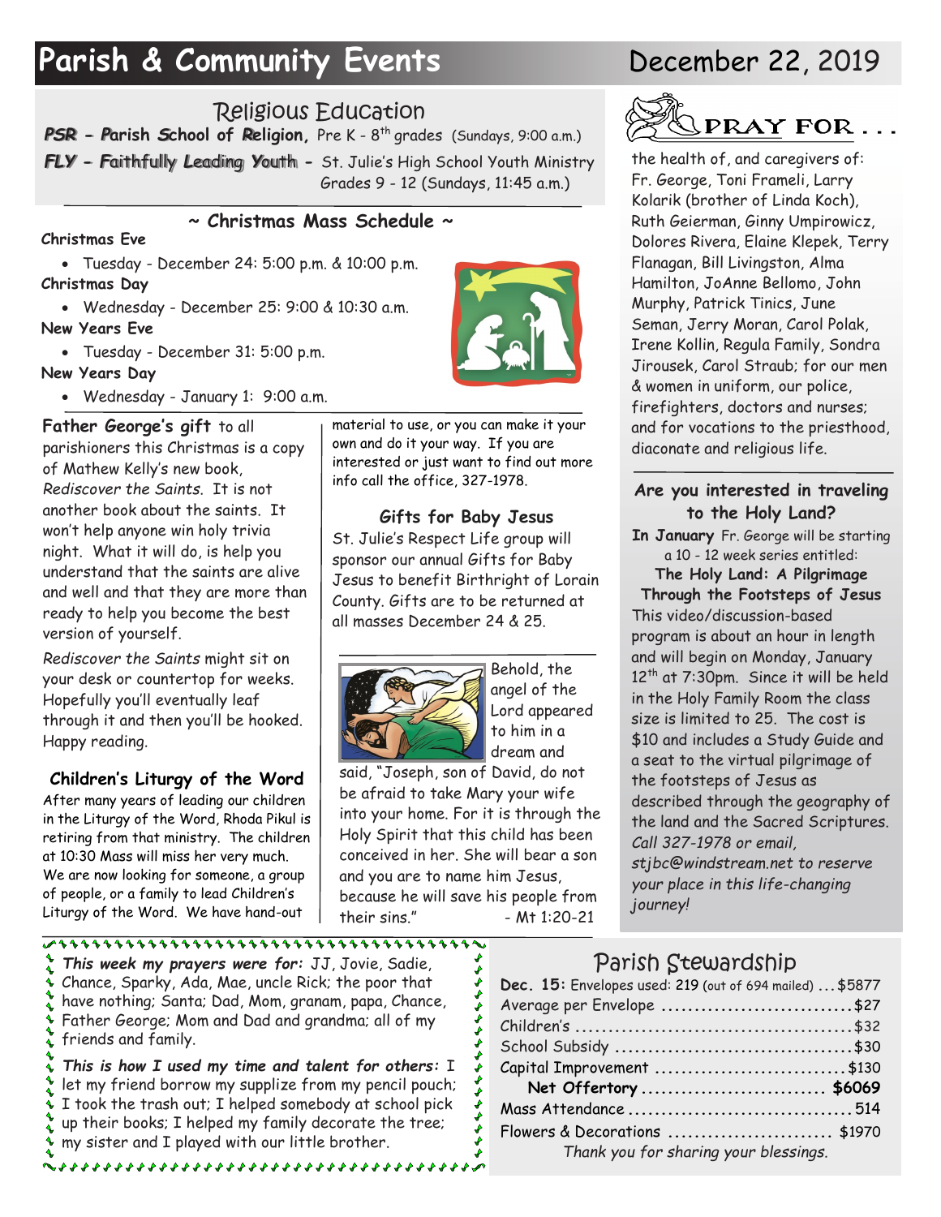# Parish & Community Events

December 22, 2019

## Religious Education

***PSR* - *P*arish *S*chool of *R*eligion,** Pre K - 8th grades (Sundays, 9:00 a.m.)

***FLY* - *F*aithfully *L*eading *Y*outh -** St. Julie's High School Youth Ministry Grades 9 - 12 (Sundays, 11:45 a.m.)

### ~ Christmas Mass Schedule ~

**Christmas Eve**

- Tuesday - December 24: 5:00 p.m. & 10:00 p.m.

**Christmas Day**

- Wednesday - December 25: 9:00 & 10:30 a.m.

**New Years Eve**

- Tuesday - December 31: 5:00 p.m.

**New Years Day**

- Wednesday - January 1: 9:00 a.m.

**Father George's gift** to all parishioners this Christmas is a copy of Mathew Kelly's new book, *Rediscover the Saints*. It is not another book about the saints. It won't help anyone win holy trivia night. What it will do, is help you understand that the saints are alive and well and that they are more than ready to help you become the best version of yourself.

*Rediscover the Saints* might sit on your desk or countertop for weeks. Hopefully you'll eventually leaf through it and then you'll be hooked. Happy reading.

### Children's Liturgy of the Word

After many years of leading our children in the Liturgy of the Word, Rhoda Pikul is retiring from that ministry. The children at 10:30 Mass will miss her very much. We are now looking for someone, a group of people, or a family to lead Children's Liturgy of the Word. We have hand-out material to use, or you can make it your own and do it your way. If you are interested or just want to find out more info call the office, 327-1978.

### Gifts for Baby Jesus

St. Julie's Respect Life group will sponsor our annual Gifts for Baby Jesus to benefit Birthright of Lorain County. Gifts are to be returned at all masses December 24 & 25.

Behold, the angel of the Lord appeared to him in a dream and said, "Joseph, son of David, do not be afraid to take Mary your wife into your home. For it is through the Holy Spirit that this child has been conceived in her. She will bear a son and you are to name him Jesus, because he will save his people from their sins." - Mt 1:20-21

## PRAY FOR . . .

the health of, and caregivers of: Fr. George, Toni Frameli, Larry Kolarik (brother of Linda Koch), Ruth Geierman, Ginny Umpirowicz, Dolores Rivera, Elaine Klepek, Terry Flanagan, Bill Livingston, Alma Hamilton, JoAnne Bellomo, John Murphy, Patrick Tinics, June Seman, Jerry Moran, Carol Polak, Irene Kollin, Regula Family, Sondra Jirousek, Carol Straub; for our men & women in uniform, our police, firefighters, doctors and nurses; and for vocations to the priesthood, diaconate and religious life.

### Are you interested in traveling to the Holy Land?

**In January** Fr. George will be starting a 10 - 12 week series entitled:

**The Holy Land: A Pilgrimage Through the Footsteps of Jesus**

This video/discussion-based program is about an hour in length and will begin on Monday, January 12th at 7:30pm. Since it will be held in the Holy Family Room the class size is limited to 25. The cost is $10 and includes a Study Guide and a seat to the virtual pilgrimage of the footsteps of Jesus as described through the geography of the land and the Sacred Scriptures. *Call 327-1978 or email, stjbc@windstream.net to reserve your place in this life-changing journey!*

***This week my prayers were for:*** JJ, Jovie, Sadie, Chance, Sparky, Ada, Mae, uncle Rick; the poor that have nothing; Santa; Dad, Mom, granam, papa, Chance, Father George; Mom and Dad and grandma; all of my friends and family.

***This is how I used my time and talent for others:*** I let my friend borrow my supplize from my pencil pouch; I took the trash out; I helped somebody at school pick up their books; I helped my family decorate the tree; my sister and I played with our little brother.

## Parish Stewardship

| | |
|---|---|
| **Dec. 15:** Envelopes used: 219 (out of 694 mailed) | $5877 |
| Average per Envelope | $27 |
| Children's | $32 |
| School Subsidy | $30 |
| Capital Improvement | $130 |
| **Net Offertory** | **$6069** |
| Mass Attendance | 514 |
| Flowers & Decorations | $1970 |

*Thank you for sharing your blessings.*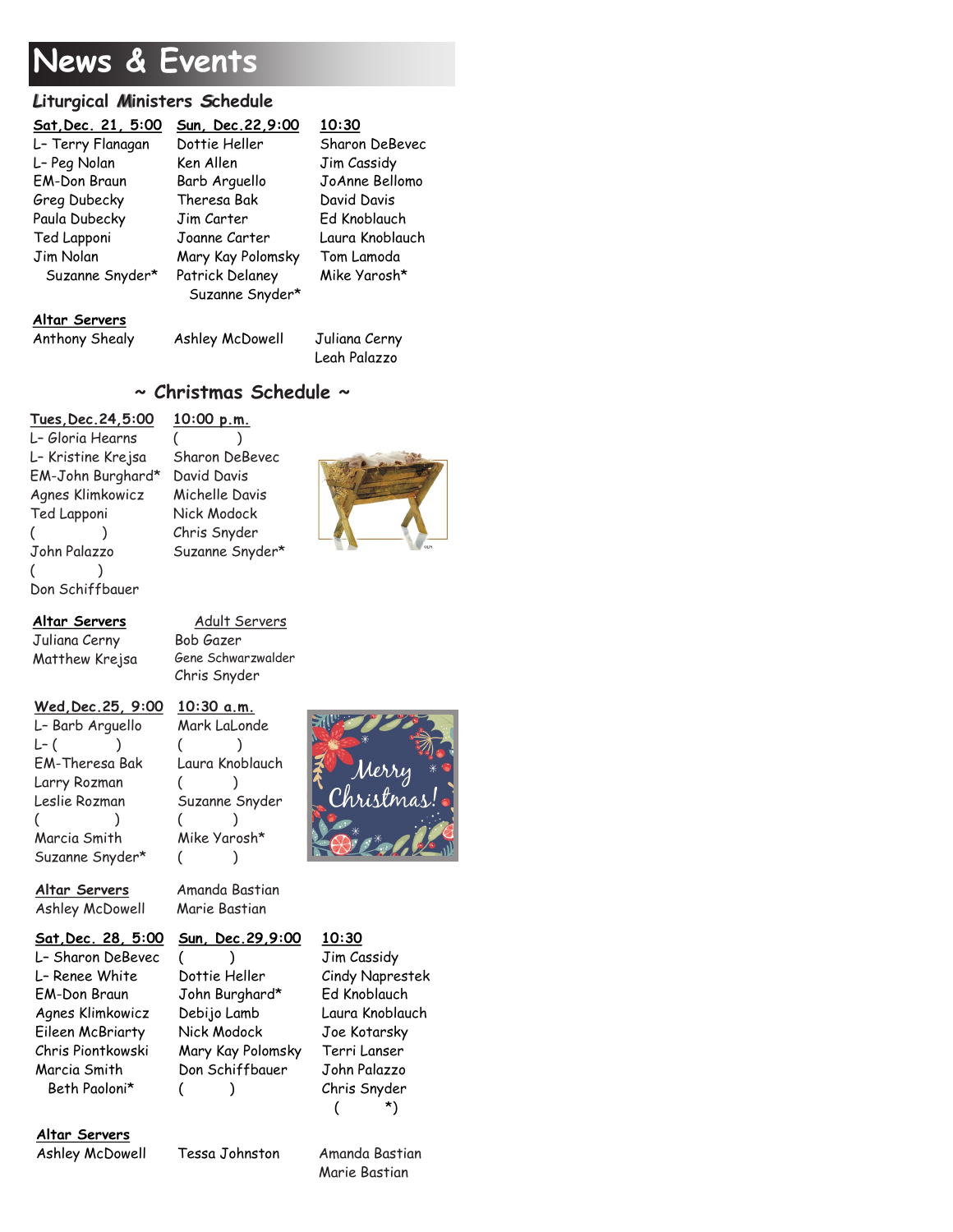# News & Events

## Liturgical Ministers Schedule

| Sat, Dec. 21, 5:00 | Sun, Dec. 22, 9:00 | 10:30 |
|---|---|---|
| L– Terry Flanagan | Dottie Heller | Sharon DeBevec |
| L– Peg Nolan | Ken Allen | Jim Cassidy |
| EM-Don Braun | Barb Arguello | JoAnne Bellomo |
| Greg Dubecky | Theresa Bak | David Davis |
| Paula Dubecky | Jim Carter | Ed Knoblauch |
| Ted Lapponi | Joanne Carter | Laura Knoblauch |
| Jim Nolan | Mary Kay Polomsky | Tom Lamoda |
| Suzanne Snyder* | Patrick Delaney | Mike Yarosh* |
| | Suzanne Snyder* | |
| **Altar Servers** | | |
| Anthony Shealy | Ashley McDowell | Juliana Cerny |
| | | Leah Palazzo |

## ~ Christmas Schedule ~

| Tues, Dec. 24, 5:00 | 10:00 p.m. |
|---|---|
| L– Gloria Hearns | (          ) |
| L– Kristine Krejsa | Sharon DeBevec |
| EM-John Burghard* | David Davis |
| Agnes Klimkowicz | Michelle Davis |
| Ted Lapponi | Nick Modock |
| (          ) | Chris Snyder |
| John Palazzo | Suzanne Snyder* |
| (          ) | |
| Don Schiffbauer | |
| **Altar Servers** | Adult Servers |
| Juliana Cerny | Bob Gazer |
| Matthew Krejsa | Gene Schwarzwalder |
| | Chris Snyder |

| Wed, Dec. 25, 9:00 | 10:30 a.m. |
|---|---|
| L– Barb Arguello | Mark LaLonde |
| L– (          ) | (          ) |
| EM-Theresa Bak | Laura Knoblauch |
| Larry Rozman | (          ) |
| Leslie Rozman | Suzanne Snyder |
| (          ) | (          ) |
| Marcia Smith | Mike Yarosh* |
| Suzanne Snyder* | (          ) |
| **Altar Servers** | Amanda Bastian |
| Ashley McDowell | Marie Bastian |

| Sat, Dec. 28, 5:00 | Sun, Dec. 29, 9:00 | 10:30 |
|---|---|---|
| L– Sharon DeBevec | (          ) | Jim Cassidy |
| L– Renee White | Dottie Heller | Cindy Naprestek |
| EM-Don Braun | John Burghard* | Ed Knoblauch |
| Agnes Klimkowicz | Debijo Lamb | Laura Knoblauch |
| Eileen McBriarty | Nick Modock | Joe Kotarsky |
| Chris Piontkowski | Mary Kay Polomsky | Terri Lanser |
| Marcia Smith | Don Schiffbauer | John Palazzo |
| Beth Paoloni* | (          ) | Chris Snyder |
| | | (          *) |
| **Altar Servers** | | |
| Ashley McDowell | Tessa Johnston | Amanda Bastian |
| | | Marie Bastian |